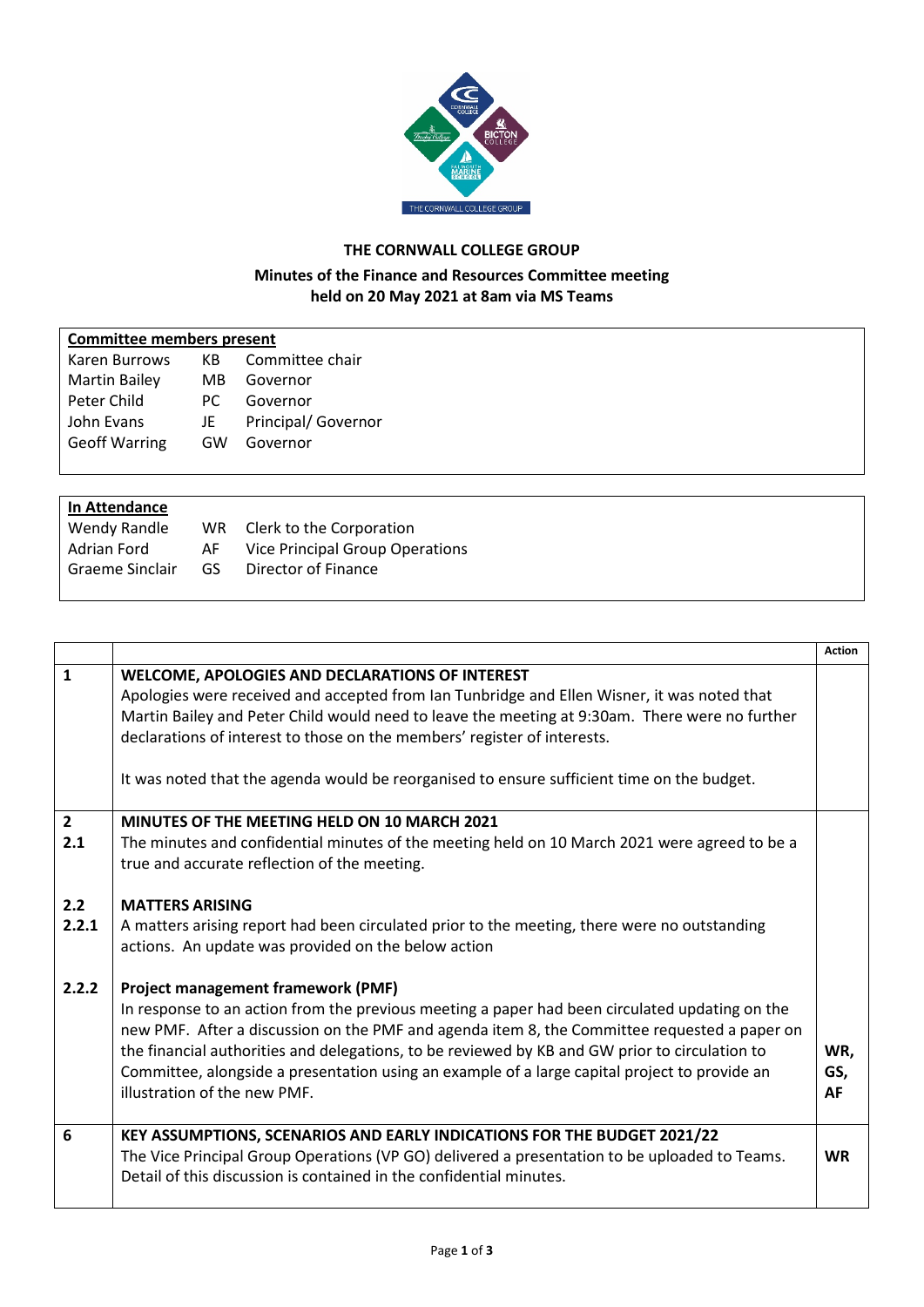# THE CORNWALL COLLEGE GROUP

## Minutes of the Finance and Resources Committee meeting held on 20 May 2021 at 8am via MS Teams

| **Committee members present** | | |
|---|---|---|
| Karen Burrows | KB | Committee chair |
| Martin Bailey | MB | Governor |
| Peter Child | PC | Governor |
| John Evans | JE | Principal/ Governor |
| Geoff Warring | GW | Governor |

| **In Attendance** | | |
|---|---|---|
| Wendy Randle | WR | Clerk to the Corporation |
| Adrian Ford | AF | Vice Principal Group Operations |
| Graeme Sinclair | GS | Director of Finance |

| | | Action |
|---|---|---|
| **1** | **WELCOME, APOLOGIES AND DECLARATIONS OF INTEREST**<br>Apologies were received and accepted from Ian Tunbridge and Ellen Wisner, it was noted that Martin Bailey and Peter Child would need to leave the meeting at 9:30am. There were no further declarations of interest to those on the members' register of interests.<br><br>It was noted that the agenda would be reorganised to ensure sufficient time on the budget. | |
| **2**<br>**2.1** | **MINUTES OF THE MEETING HELD ON 10 MARCH 2021**<br>The minutes and confidential minutes of the meeting held on 10 March 2021 were agreed to be a true and accurate reflection of the meeting. | |
| **2.2**<br>**2.2.1** | **MATTERS ARISING**<br>A matters arising report had been circulated prior to the meeting, there were no outstanding actions. An update was provided on the below action | |
| **2.2.2** | **Project management framework (PMF)**<br>In response to an action from the previous meeting a paper had been circulated updating on the new PMF. After a discussion on the PMF and agenda item 8, the Committee requested a paper on the financial authorities and delegations, to be reviewed by KB and GW prior to circulation to Committee, alongside a presentation using an example of a large capital project to provide an illustration of the new PMF. | **WR, GS, AF** |
| **6** | **KEY ASSUMPTIONS, SCENARIOS AND EARLY INDICATIONS FOR THE BUDGET 2021/22**<br>The Vice Principal Group Operations (VP GO) delivered a presentation to be uploaded to Teams. Detail of this discussion is contained in the confidential minutes. | **WR** |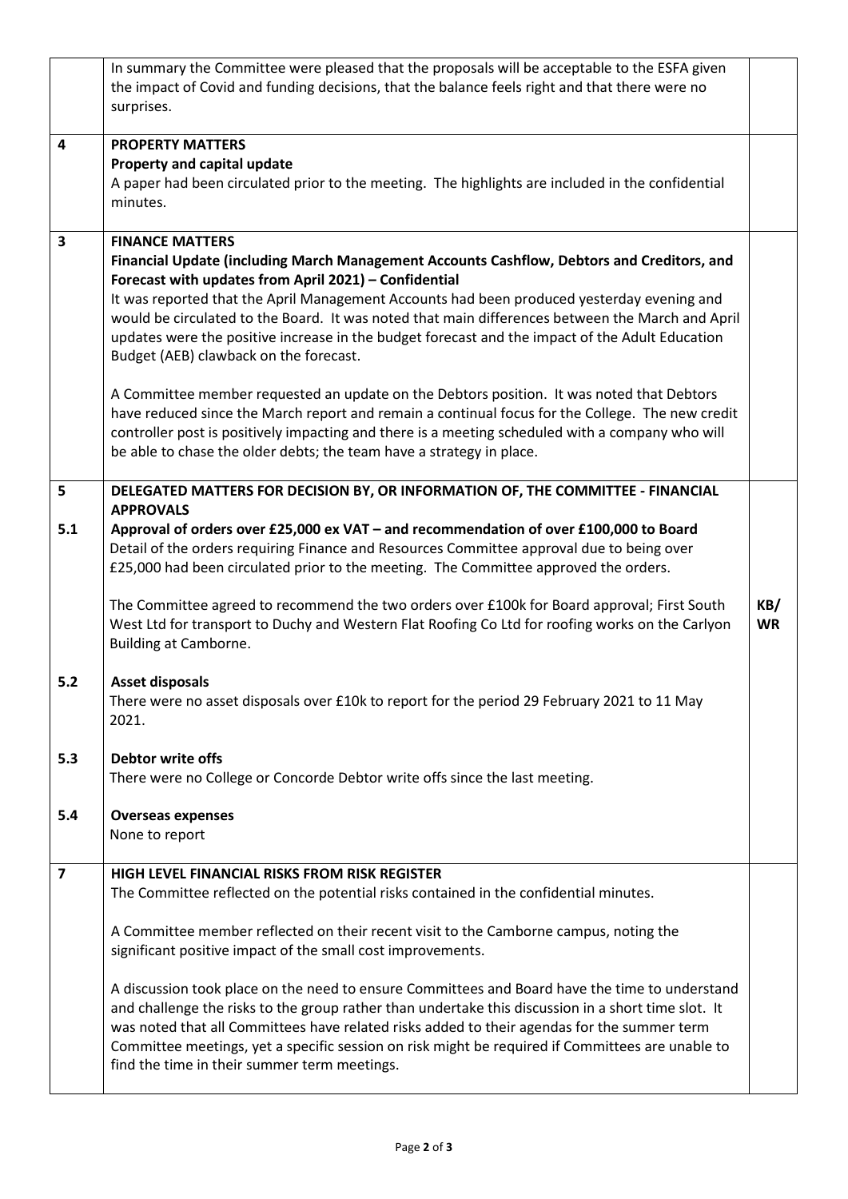| | | |
|---|---|---|
| | In summary the Committee were pleased that the proposals will be acceptable to the ESFA given the impact of Covid and funding decisions, that the balance feels right and that there were no surprises. | |
| **4** | **PROPERTY MATTERS**<br>**Property and capital update**<br>A paper had been circulated prior to the meeting. The highlights are included in the confidential minutes. | |
| **3** | **FINANCE MATTERS**<br>**Financial Update (including March Management Accounts Cashflow, Debtors and Creditors, and Forecast with updates from April 2021) – Confidential**<br>It was reported that the April Management Accounts had been produced yesterday evening and would be circulated to the Board. It was noted that main differences between the March and April updates were the positive increase in the budget forecast and the impact of the Adult Education Budget (AEB) clawback on the forecast.<br><br>A Committee member requested an update on the Debtors position. It was noted that Debtors have reduced since the March report and remain a continual focus for the College. The new credit controller post is positively impacting and there is a meeting scheduled with a company who will be able to chase the older debts; the team have a strategy in place. | |
| **5** | **DELEGATED MATTERS FOR DECISION BY, OR INFORMATION OF, THE COMMITTEE - FINANCIAL APPROVALS** | |
| **5.1** | **Approval of orders over £25,000 ex VAT – and recommendation of over £100,000 to Board**<br>Detail of the orders requiring Finance and Resources Committee approval due to being over £25,000 had been circulated prior to the meeting. The Committee approved the orders.<br><br>The Committee agreed to recommend the two orders over £100k for Board approval; First South West Ltd for transport to Duchy and Western Flat Roofing Co Ltd for roofing works on the Carlyon Building at Camborne. | **KB/ WR** |
| **5.2** | **Asset disposals**<br>There were no asset disposals over £10k to report for the period 29 February 2021 to 11 May 2021. | |
| **5.3** | **Debtor write offs**<br>There were no College or Concorde Debtor write offs since the last meeting. | |
| **5.4** | **Overseas expenses**<br>None to report | |
| **7** | **HIGH LEVEL FINANCIAL RISKS FROM RISK REGISTER**<br>The Committee reflected on the potential risks contained in the confidential minutes.<br><br>A Committee member reflected on their recent visit to the Camborne campus, noting the significant positive impact of the small cost improvements.<br><br>A discussion took place on the need to ensure Committees and Board have the time to understand and challenge the risks to the group rather than undertake this discussion in a short time slot. It was noted that all Committees have related risks added to their agendas for the summer term Committee meetings, yet a specific session on risk might be required if Committees are unable to find the time in their summer term meetings. | |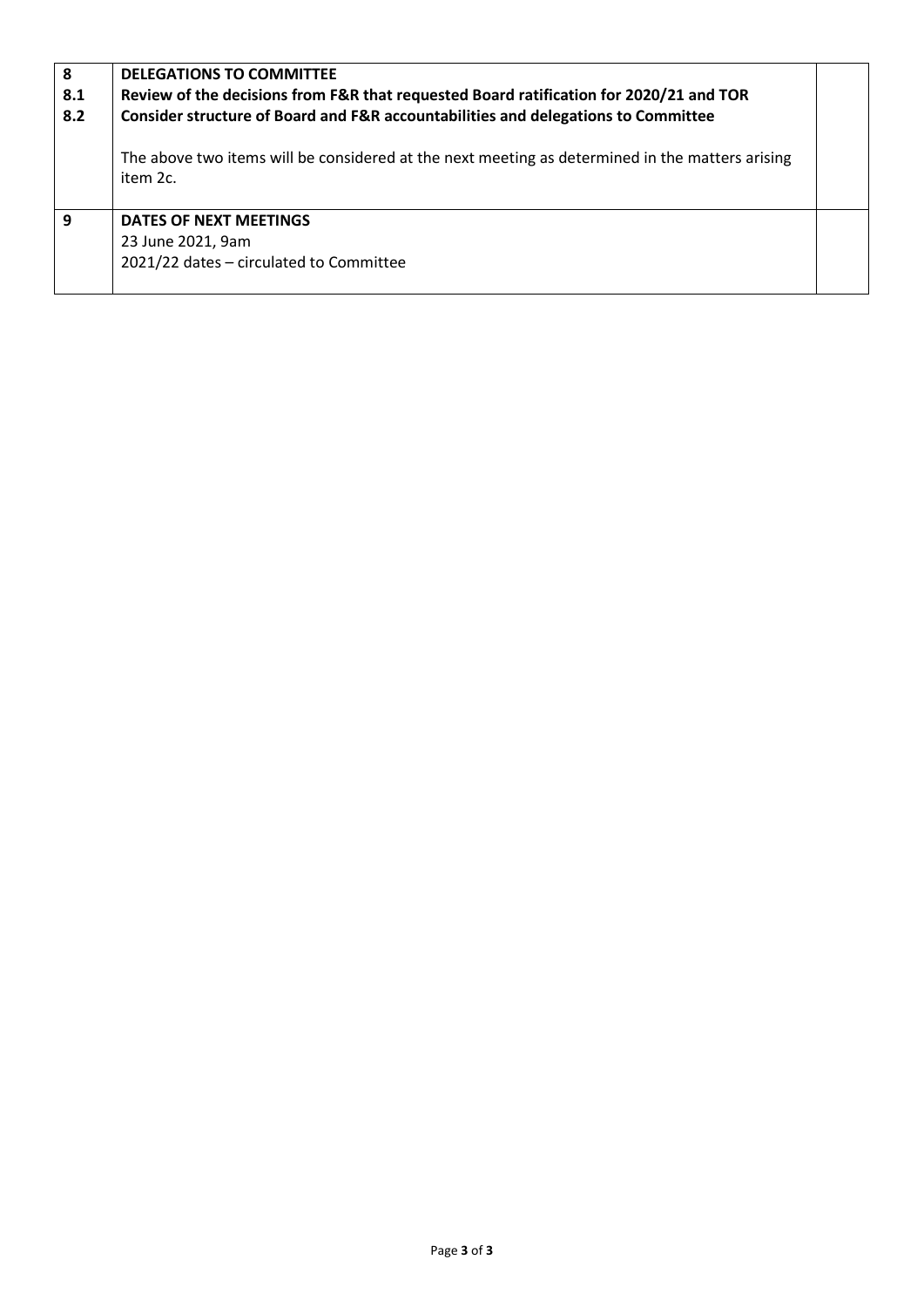| | | |
|---|---|---|
| **8**<br>**8.1**<br>**8.2** | **DELEGATIONS TO COMMITTEE**<br>**Review of the decisions from F&R that requested Board ratification for 2020/21 and TOR**<br>**Consider structure of Board and F&R accountabilities and delegations to Committee**<br><br>The above two items will be considered at the next meeting as determined in the matters arising item 2c. | |
| **9** | **DATES OF NEXT MEETINGS**<br>23 June 2021, 9am<br>2021/22 dates – circulated to Committee | |